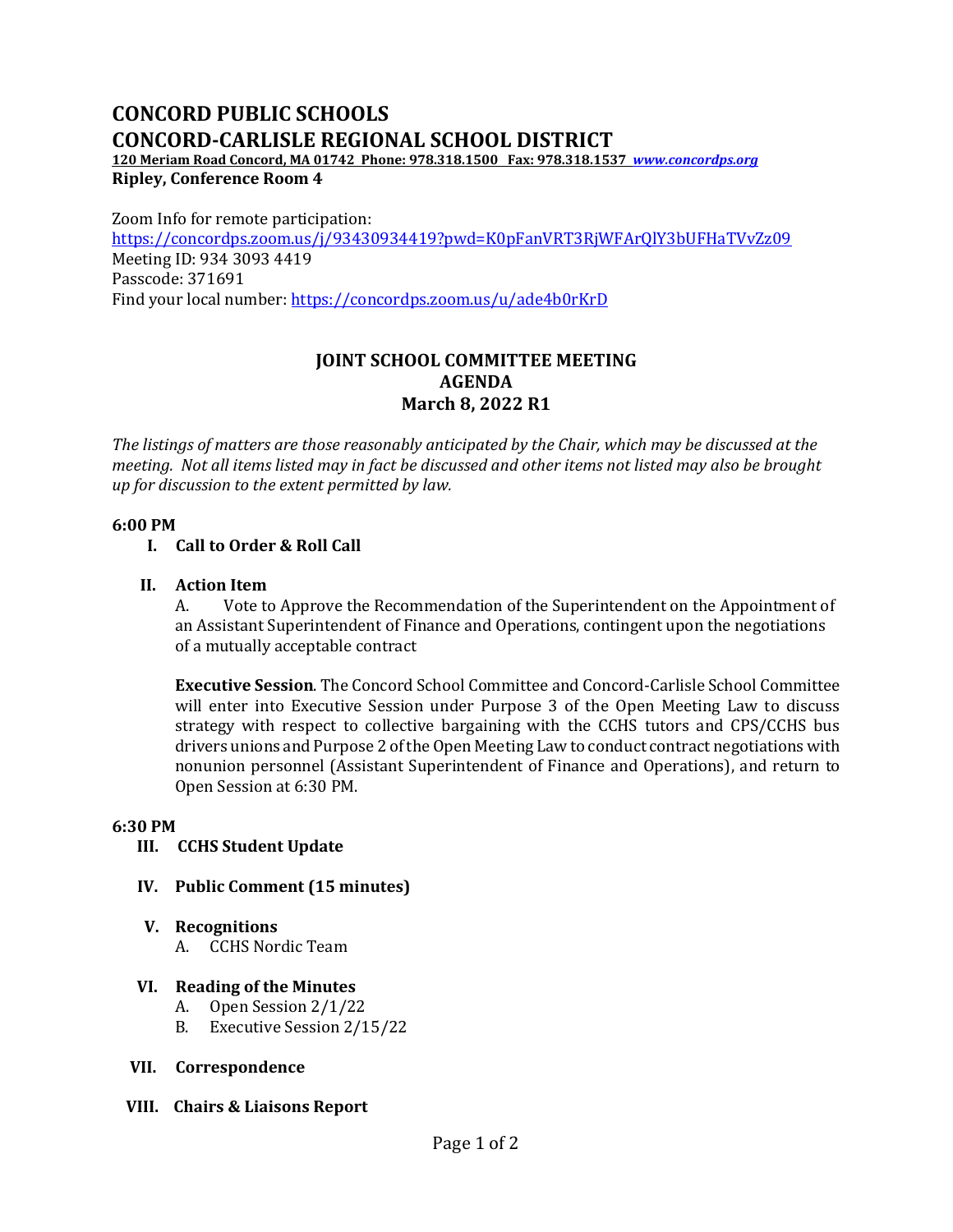# CONCORD PUBLIC SCHOOLS
# CONCORD-CARLISLE REGIONAL SCHOOL DISTRICT

**120 Meriam Road Concord, MA 01742 Phone: 978.318.1500 Fax: 978.318.1537 *www.concordps.org***

**Ripley, Conference Room 4**

Zoom Info for remote participation:
https://concordps.zoom.us/j/93430934419?pwd=K0pFanVRT3RjWFArQlY3bUFHaTVvZz09
Meeting ID: 934 3093 4419
Passcode: 371691
Find your local number: https://concordps.zoom.us/u/ade4b0rKrD

## JOINT SCHOOL COMMITTEE MEETING
## AGENDA
## March 8, 2022 R1

*The listings of matters are those reasonably anticipated by the Chair, which may be discussed at the meeting. Not all items listed may in fact be discussed and other items not listed may also be brought up for discussion to the extent permitted by law.*

**6:00 PM**

**I. Call to Order & Roll Call**

**II. Action Item**

A. Vote to Approve the Recommendation of the Superintendent on the Appointment of an Assistant Superintendent of Finance and Operations, contingent upon the negotiations of a mutually acceptable contract

**Executive Session**. The Concord School Committee and Concord-Carlisle School Committee will enter into Executive Session under Purpose 3 of the Open Meeting Law to discuss strategy with respect to collective bargaining with the CCHS tutors and CPS/CCHS bus drivers unions and Purpose 2 of the Open Meeting Law to conduct contract negotiations with nonunion personnel (Assistant Superintendent of Finance and Operations), and return to Open Session at 6:30 PM.

**6:30 PM**

**III. CCHS Student Update**

**IV. Public Comment (15 minutes)**

**V. Recognitions**

A. CCHS Nordic Team

**VI. Reading of the Minutes**

A. Open Session 2/1/22
B. Executive Session 2/15/22

**VII. Correspondence**

**VIII. Chairs & Liaisons Report**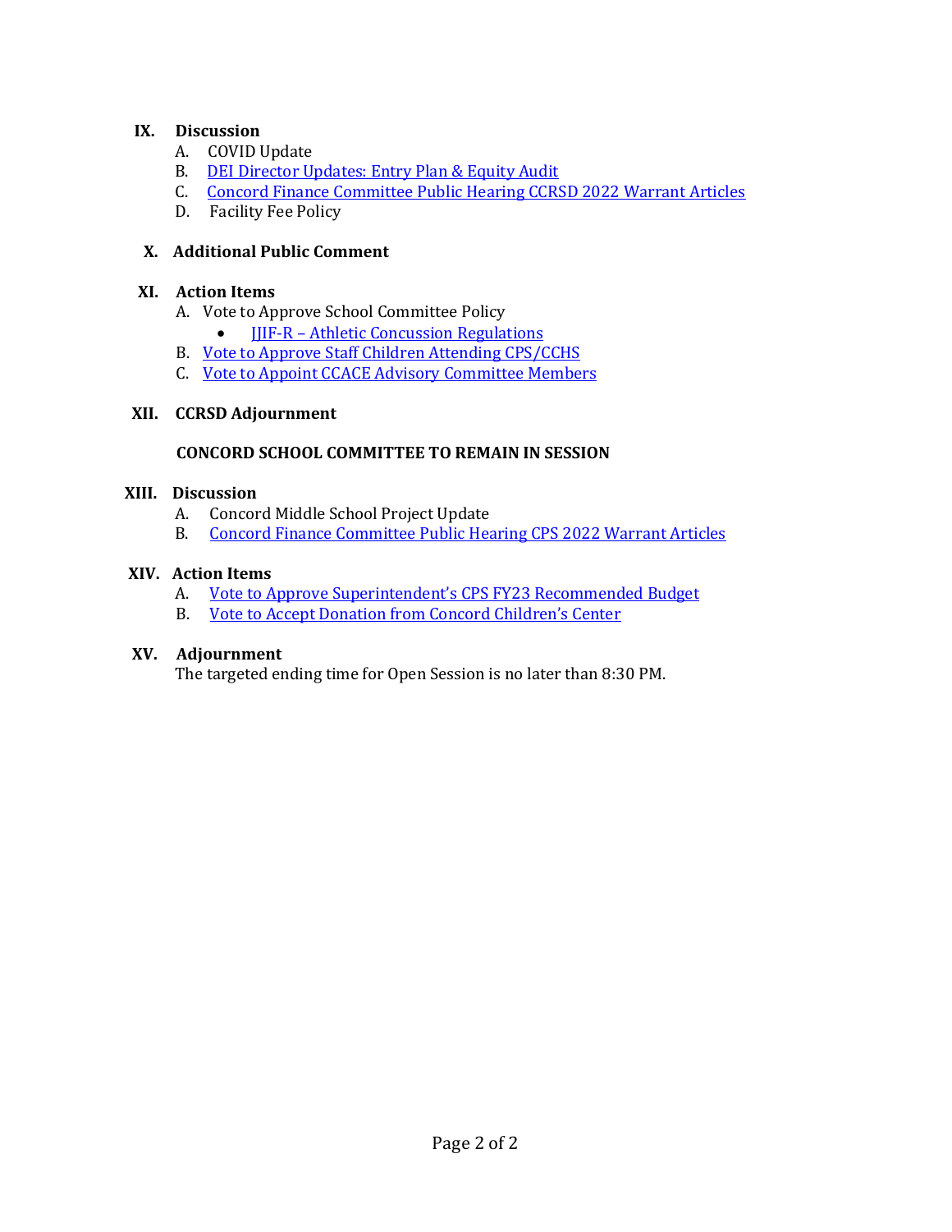**IX. Discussion**

A. COVID Update
B. DEI Director Updates: Entry Plan & Equity Audit
C. Concord Finance Committee Public Hearing CCRSD 2022 Warrant Articles
D. Facility Fee Policy

**X. Additional Public Comment**

**XI. Action Items**

A. Vote to Approve School Committee Policy
   - JJIF-R – Athletic Concussion Regulations

B. Vote to Approve Staff Children Attending CPS/CCHS
C. Vote to Appoint CCACE Advisory Committee Members

**XII. CCRSD Adjournment**

**CONCORD SCHOOL COMMITTEE TO REMAIN IN SESSION**

**XIII. Discussion**

A. Concord Middle School Project Update
B. Concord Finance Committee Public Hearing CPS 2022 Warrant Articles

**XIV. Action Items**

A. Vote to Approve Superintendent's CPS FY23 Recommended Budget
B. Vote to Accept Donation from Concord Children's Center

**XV. Adjournment**

The targeted ending time for Open Session is no later than 8:30 PM.